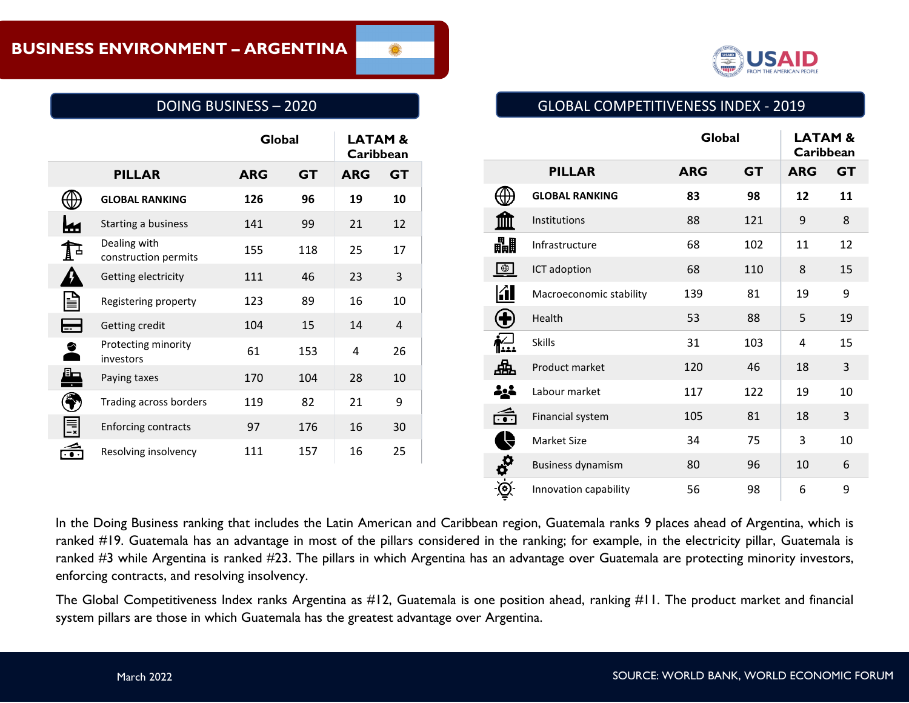# BUSINESS ENVIRONMENT – ARGENTINA

USAID FROM THE AMERICAN PEOPLE

## DOING BUSINESS – 2020

| PILLAR | Global ARG | Global GT | LATAM & Caribbean ARG | LATAM & Caribbean GT |
|---|---|---|---|---|
| **GLOBAL RANKING** | **126** | **96** | **19** | **10** |
| Starting a business | 141 | 99 | 21 | 12 |
| Dealing with construction permits | 155 | 118 | 25 | 17 |
| Getting electricity | 111 | 46 | 23 | 3 |
| Registering property | 123 | 89 | 16 | 10 |
| Getting credit | 104 | 15 | 14 | 4 |
| Protecting minority investors | 61 | 153 | 4 | 26 |
| Paying taxes | 170 | 104 | 28 | 10 |
| Trading across borders | 119 | 82 | 21 | 9 |
| Enforcing contracts | 97 | 176 | 16 | 30 |
| Resolving insolvency | 111 | 157 | 16 | 25 |

## GLOBAL COMPETITIVENESS INDEX - 2019

| PILLAR | Global ARG | Global GT | LATAM & Caribbean ARG | LATAM & Caribbean GT |
|---|---|---|---|---|
| **GLOBAL RANKING** | **83** | **98** | **12** | **11** |
| Institutions | 88 | 121 | 9 | 8 |
| Infrastructure | 68 | 102 | 11 | 12 |
| ICT adoption | 68 | 110 | 8 | 15 |
| Macroeconomic stability | 139 | 81 | 19 | 9 |
| Health | 53 | 88 | 5 | 19 |
| Skills | 31 | 103 | 4 | 15 |
| Product market | 120 | 46 | 18 | 3 |
| Labour market | 117 | 122 | 19 | 10 |
| Financial system | 105 | 81 | 18 | 3 |
| Market Size | 34 | 75 | 3 | 10 |
| Business dynamism | 80 | 96 | 10 | 6 |
| Innovation capability | 56 | 98 | 6 | 9 |

In the Doing Business ranking that includes the Latin American and Caribbean region, Guatemala ranks 9 places ahead of Argentina, which is ranked #19. Guatemala has an advantage in most of the pillars considered in the ranking; for example, in the electricity pillar, Guatemala is ranked #3 while Argentina is ranked #23. The pillars in which Argentina has an advantage over Guatemala are protecting minority investors, enforcing contracts, and resolving insolvency.

The Global Competitiveness Index ranks Argentina as #12, Guatemala is one position ahead, ranking #11. The product market and financial system pillars are those in which Guatemala has the greatest advantage over Argentina.

March 2022

SOURCE: WORLD BANK, WORLD ECONOMIC FORUM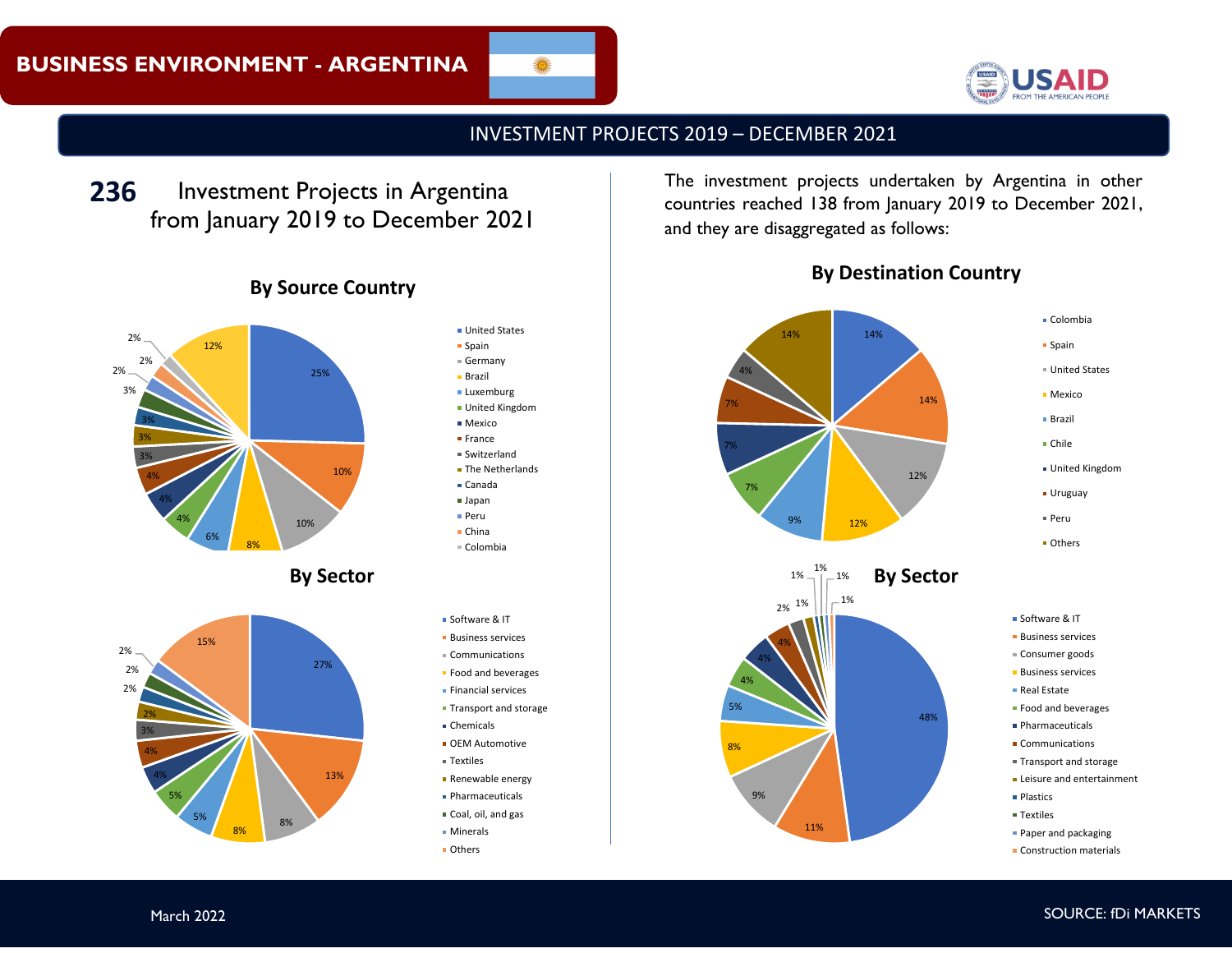# BUSINESS ENVIRONMENT - ARGENTINA

## INVESTMENT PROJECTS 2019 – DECEMBER 2021

**236** Investment Projects in Argentina from January 2019 to December 2021

### By Source Country

| Country | % |
|---|---|
| United States | 25% |
| Spain | 10% |
| Germany | 10% |
| Brazil | 8% |
| Luxembourg | 6% |
| United Kingdom | 4% |
| Mexico | 4% |
| France | 4% |
| Switzerland | 3% |
| The Netherlands | 3% |
| Canada | 3% |
| Japan | 3% |
| Peru | 2% |
| China | 2% |
| Colombia | 2% |
| (Others) | 12% |

### By Sector

| Sector | % |
|---|---|
| Software & IT | 27% |
| Business services | 13% |
| Communications | 8% |
| Food and beverages | 8% |
| Financial services | 5% |
| Transport and storage | 5% |
| Chemicals | 4% |
| OEM Automotive | 4% |
| Textiles | 3% |
| Renewable energy | 2% |
| Pharmaceuticals | 2% |
| Coal, oil, and gas | 2% |
| Minerals | 2% |
| Others | 15% |

The investment projects undertaken by Argentina in other countries reached 138 from January 2019 to December 2021, and they are disaggregated as follows:

### By Destination Country

| Country | % |
|---|---|
| Colombia | 14% |
| Spain | 14% |
| United States | 12% |
| Mexico | 12% |
| Brazil | 9% |
| Chile | 7% |
| United Kingdom | 7% |
| Uruguay | 7% |
| Peru | 4% |
| Others | 14% |

### By Sector

| Sector | % |
|---|---|
| Software & IT | 48% |
| Business services | 11% |
| Consumer goods | 9% |
| Business services | 8% |
| Real Estate | 5% |
| Food and beverages | 4% |
| Pharmaceuticals | 4% |
| Communications | 4% |
| Transport and storage | 2% |
| Leisure and entertainment | 1% |
| Plastics | 1% |
| Textiles | 1% |
| Paper and packaging | 1% |
| Construction materials | 1% |

March 2022

SOURCE: fDi MARKETS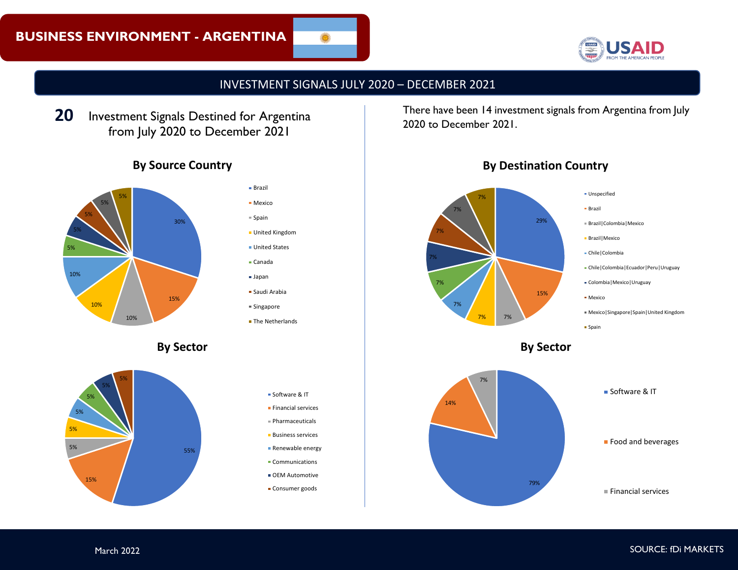# BUSINESS ENVIRONMENT - ARGENTINA

## INVESTMENT SIGNALS JULY 2020 – DECEMBER 2021

**20** Investment Signals Destined for Argentina from July 2020 to December 2021

### By Source Country

| Source Country | Share |
|---|---|
| Brazil | 30% |
| Mexico | 15% |
| Spain | 10% |
| United Kingdom | 10% |
| United States | 10% |
| Canada | 5% |
| Japan | 5% |
| Saudi Arabia | 5% |
| Singapore | 5% |
| The Netherlands | 5% |

### By Sector

| Sector | Share |
|---|---|
| Software & IT | 55% |
| Financial services | 15% |
| Pharmaceuticals | 5% |
| Business services | 5% |
| Renewable energy | 5% |
| Communications | 5% |
| OEM Automotive | 5% |
| Consumer goods | 5% |

There have been 14 investment signals from Argentina from July 2020 to December 2021.

### By Destination Country

| Destination Country | Share |
|---|---|
| Unspecified | 29% |
| Brazil | 15% |
| Brazil\|Colombia\|Mexico | 7% |
| Brazil\|Mexico | 7% |
| Chile\|Colombia | 7% |
| Chile\|Colombia\|Ecuador\|Peru\|Uruguay | 7% |
| Colombia\|Mexico\|Uruguay | 7% |
| Mexico | 7% |
| Mexico\|Singapore\|Spain\|United Kingdom | 7% |
| Spain | 7% |

### By Sector

| Sector | Share |
|---|---|
| Software & IT | 79% |
| Food and beverages | 14% |
| Financial services | 7% |

March 2022

SOURCE: fDi MARKETS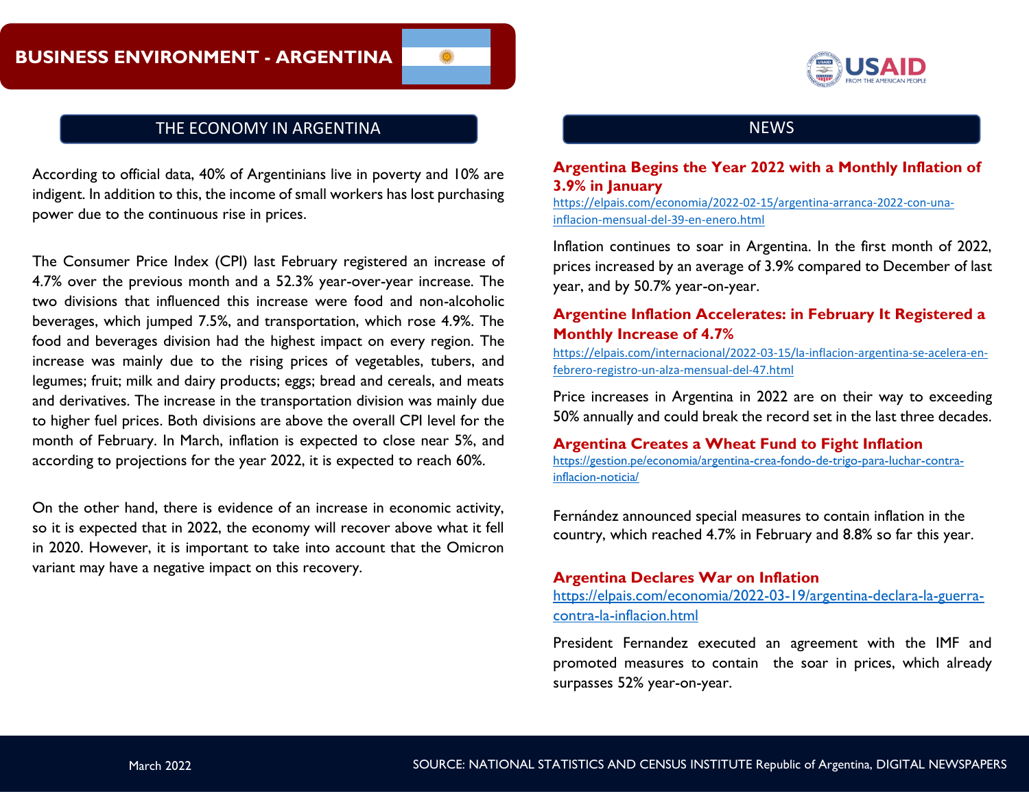# BUSINESS ENVIRONMENT - ARGENTINA

## THE ECONOMY IN ARGENTINA

According to official data, 40% of Argentinians live in poverty and 10% are indigent. In addition to this, the income of small workers has lost purchasing power due to the continuous rise in prices.

The Consumer Price Index (CPI) last February registered an increase of 4.7% over the previous month and a 52.3% year-over-year increase. The two divisions that influenced this increase were food and non-alcoholic beverages, which jumped 7.5%, and transportation, which rose 4.9%. The food and beverages division had the highest impact on every region. The increase was mainly due to the rising prices of vegetables, tubers, and legumes; fruit; milk and dairy products; eggs; bread and cereals, and meats and derivatives. The increase in the transportation division was mainly due to higher fuel prices. Both divisions are above the overall CPI level for the month of February. In March, inflation is expected to close near 5%, and according to projections for the year 2022, it is expected to reach 60%.

On the other hand, there is evidence of an increase in economic activity, so it is expected that in 2022, the economy will recover above what it fell in 2020. However, it is important to take into account that the Omicron variant may have a negative impact on this recovery.

## NEWS

### Argentina Begins the Year 2022 with a Monthly Inflation of 3.9% in January

https://elpais.com/economia/2022-02-15/argentina-arranca-2022-con-una-inflacion-mensual-del-39-en-enero.html

Inflation continues to soar in Argentina. In the first month of 2022, prices increased by an average of 3.9% compared to December of last year, and by 50.7% year-on-year.

### Argentine Inflation Accelerates: in February It Registered a Monthly Increase of 4.7%

https://elpais.com/internacional/2022-03-15/la-inflacion-argentina-se-acelera-en-febrero-registro-un-alza-mensual-del-47.html

Price increases in Argentina in 2022 are on their way to exceeding 50% annually and could break the record set in the last three decades.

### Argentina Creates a Wheat Fund to Fight Inflation

https://gestion.pe/economia/argentina-crea-fondo-de-trigo-para-luchar-contra-inflacion-noticia/

Fernández announced special measures to contain inflation in the country, which reached 4.7% in February and 8.8% so far this year.

### Argentina Declares War on Inflation

https://elpais.com/economia/2022-03-19/argentina-declara-la-guerra-contra-la-inflacion.html

President Fernandez executed an agreement with the IMF and promoted measures to contain the soar in prices, which already surpasses 52% year-on-year.

March 2022

SOURCE: NATIONAL STATISTICS AND CENSUS INSTITUTE Republic of Argentina, DIGITAL NEWSPAPERS